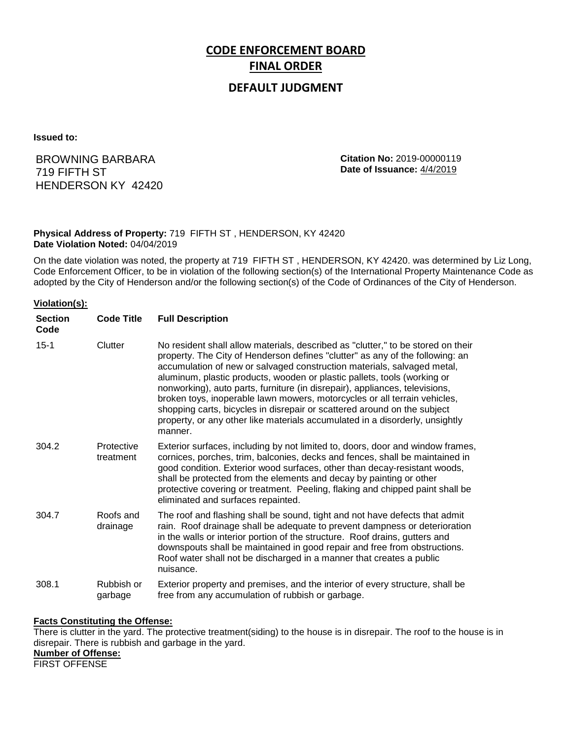# CODE ENFORCEMENT BOARD

## FINAL ORDER

### DEFAULT JUDGMENT

**Issued to:**

BROWNING BARBARA
719 FIFTH ST
HENDERSON KY 42420

**Citation No:** 2019-00000119
**Date of Issuance:** 4/4/2019

**Physical Address of Property:** 719 FIFTH ST , HENDERSON, KY 42420
**Date Violation Noted:** 04/04/2019

On the date violation was noted, the property at 719 FIFTH ST , HENDERSON, KY 42420. was determined by Liz Long, Code Enforcement Officer, to be in violation of the following section(s) of the International Property Maintenance Code as adopted by the City of Henderson and/or the following section(s) of the Code of Ordinances of the City of Henderson.

**Violation(s):**

| Section Code | Code Title | Full Description |
|---|---|---|
| 15-1 | Clutter | No resident shall allow materials, described as "clutter," to be stored on their property. The City of Henderson defines "clutter" as any of the following: an accumulation of new or salvaged construction materials, salvaged metal, aluminum, plastic products, wooden or plastic pallets, tools (working or nonworking), auto parts, furniture (in disrepair), appliances, televisions, broken toys, inoperable lawn mowers, motorcycles or all terrain vehicles, shopping carts, bicycles in disrepair or scattered around on the subject property, or any other like materials accumulated in a disorderly, unsightly manner. |
| 304.2 | Protective treatment | Exterior surfaces, including by not limited to, doors, door and window frames, cornices, porches, trim, balconies, decks and fences, shall be maintained in good condition. Exterior wood surfaces, other than decay-resistant woods, shall be protected from the elements and decay by painting or other protective covering or treatment. Peeling, flaking and chipped paint shall be eliminated and surfaces repainted. |
| 304.7 | Roofs and drainage | The roof and flashing shall be sound, tight and not have defects that admit rain. Roof drainage shall be adequate to prevent dampness or deterioration in the walls or interior portion of the structure. Roof drains, gutters and downspouts shall be maintained in good repair and free from obstructions. Roof water shall not be discharged in a manner that creates a public nuisance. |
| 308.1 | Rubbish or garbage | Exterior property and premises, and the interior of every structure, shall be free from any accumulation of rubbish or garbage. |

**Facts Constituting the Offense:**
There is clutter in the yard. The protective treatment(siding) to the house is in disrepair. The roof to the house is in disrepair. There is rubbish and garbage in the yard.

**Number of Offense:**
FIRST OFFENSE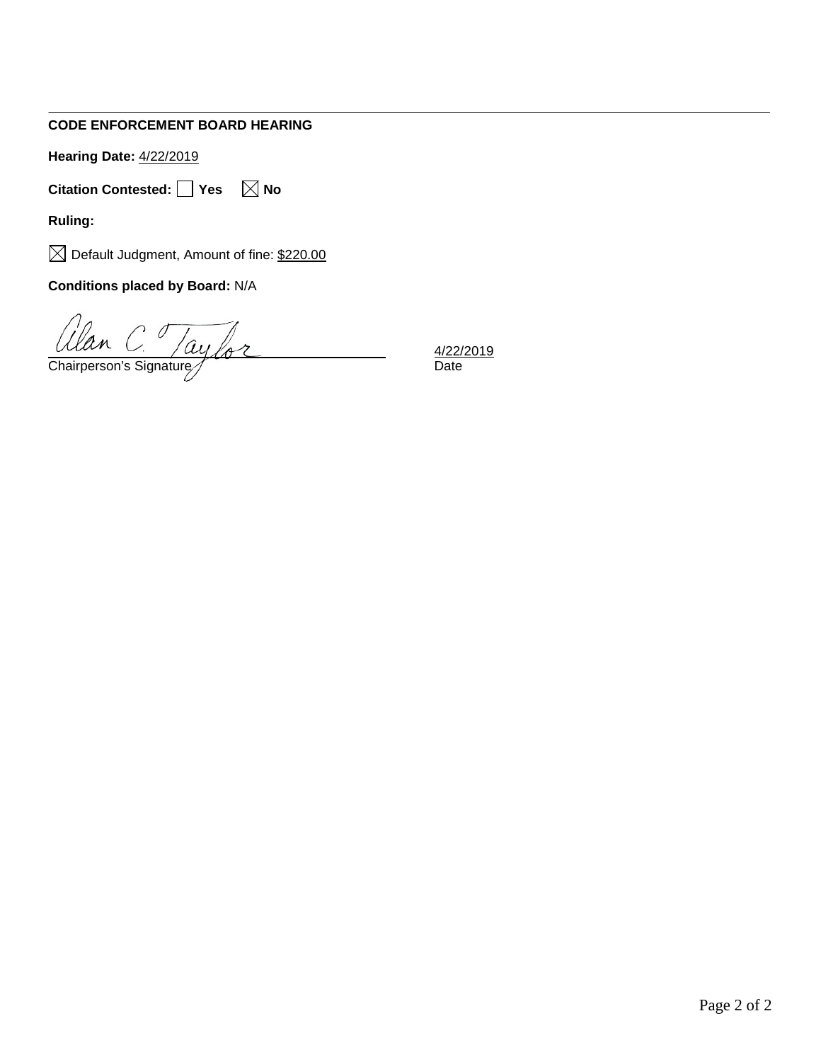## CODE ENFORCEMENT BOARD HEARING

**Hearing Date:** 4/22/2019

**Citation Contested:** ☐ **Yes** ☒ **No**

**Ruling:**

☒ Default Judgment, Amount of fine: $220.00

**Conditions placed by Board:** N/A

Alan C. Taylor
Chairperson's Signature

4/22/2019
Date